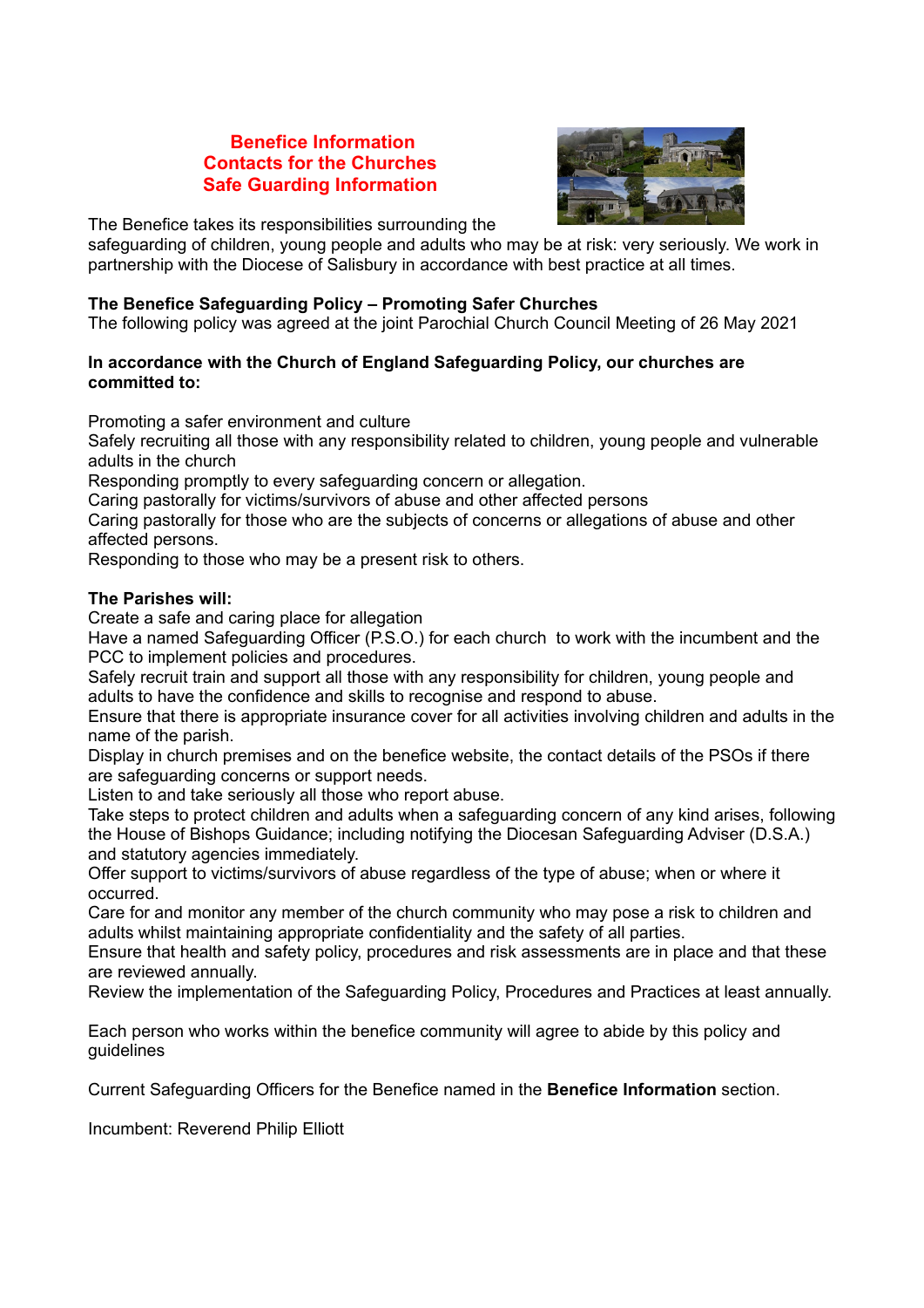**Benefice Information**
**Contacts for the Churches**
**Safe Guarding Information**

The Benefice takes its responsibilities surrounding the safeguarding of children, young people and adults who may be at risk: very seriously. We work in partnership with the Diocese of Salisbury in accordance with best practice at all times.

**The Benefice Safeguarding Policy – Promoting Safer Churches**
The following policy was agreed at the joint Parochial Church Council Meeting of 26 May 2021

**In accordance with the Church of England Safeguarding Policy, our churches are committed to:**

Promoting a safer environment and culture
Safely recruiting all those with any responsibility related to children, young people and vulnerable adults in the church
Responding promptly to every safeguarding concern or allegation.
Caring pastorally for victims/survivors of abuse and other affected persons
Caring pastorally for those who are the subjects of concerns or allegations of abuse and other affected persons.
Responding to those who may be a present risk to others.

**The Parishes will:**
Create a safe and caring place for allegation
Have a named Safeguarding Officer (P.S.O.) for each church to work with the incumbent and the PCC to implement policies and procedures.
Safely recruit train and support all those with any responsibility for children, young people and adults to have the confidence and skills to recognise and respond to abuse.
Ensure that there is appropriate insurance cover for all activities involving children and adults in the name of the parish.
Display in church premises and on the benefice website, the contact details of the PSOs if there are safeguarding concerns or support needs.
Listen to and take seriously all those who report abuse.
Take steps to protect children and adults when a safeguarding concern of any kind arises, following the House of Bishops Guidance; including notifying the Diocesan Safeguarding Adviser (D.S.A.) and statutory agencies immediately.
Offer support to victims/survivors of abuse regardless of the type of abuse; when or where it occurred.
Care for and monitor any member of the church community who may pose a risk to children and adults whilst maintaining appropriate confidentiality and the safety of all parties.
Ensure that health and safety policy, procedures and risk assessments are in place and that these are reviewed annually.
Review the implementation of the Safeguarding Policy, Procedures and Practices at least annually.

Each person who works within the benefice community will agree to abide by this policy and guidelines

Current Safeguarding Officers for the Benefice named in the **Benefice Information** section.

Incumbent: Reverend Philip Elliott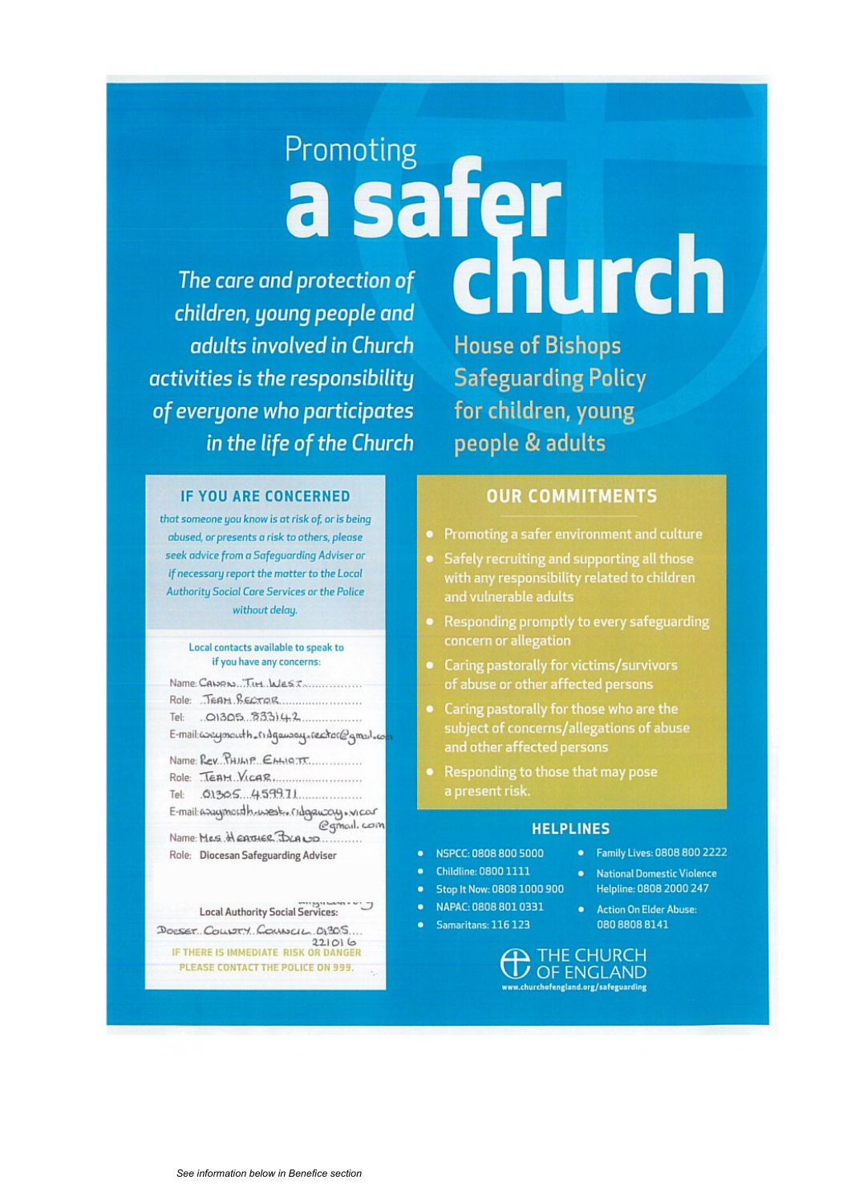Promoting

# a safer church

*The care and protection of children, young people and adults involved in Church activities is the responsibility of everyone who participates in the life of the Church*

## House of Bishops Safeguarding Policy for children, young people & adults

### IF YOU ARE CONCERNED

*that someone you know is at risk of, or is being abused, or presents a risk to others, please seek advice from a Safeguarding Adviser or if necessary report the matter to the Local Authority Social Care Services or the Police without delay.*

Local contacts available to speak to if you have any concerns:

Name: CANON TIM WEST
Role: TEAM RECTOR
Tel: 01305 833142
E-mail: weymouth.ridgeway.rector@gmail.com

Name: Rev. PHILIP ELLIOTT
Role: TEAM VICAR
Tel: 01305 459971
E-mail: weymouth.west.ridgeway.vicar@gmail.com

Name: Mrs HEATHER BLAND
Role: Diocesan Safeguarding Adviser

Local Authority Social Services:
DORSET COUNTY COUNCIL 01305 221016

IF THERE IS IMMEDIATE RISK OR DANGER PLEASE CONTACT THE POLICE ON 999.

### OUR COMMITMENTS

- Promoting a safer environment and culture
- Safely recruiting and supporting all those with any responsibility related to children and vulnerable adults
- Responding promptly to every safeguarding concern or allegation
- Caring pastorally for victims/survivors of abuse or other affected persons
- Caring pastorally for those who are the subject of concerns/allegations of abuse and other affected persons
- Responding to those that may pose a present risk.

### HELPLINES

- NSPCC: 0808 800 5000
- Childline: 0800 1111
- Stop It Now: 0808 1000 900
- NAPAC: 0808 801 0331
- Samaritans: 116 123
- Family Lives: 0808 800 2222
- National Domestic Violence Helpline: 0808 2000 247
- Action On Elder Abuse: 080 8808 8141

THE CHURCH OF ENGLAND
www.churchofengland.org/safeguarding

*See information below in Benefice section*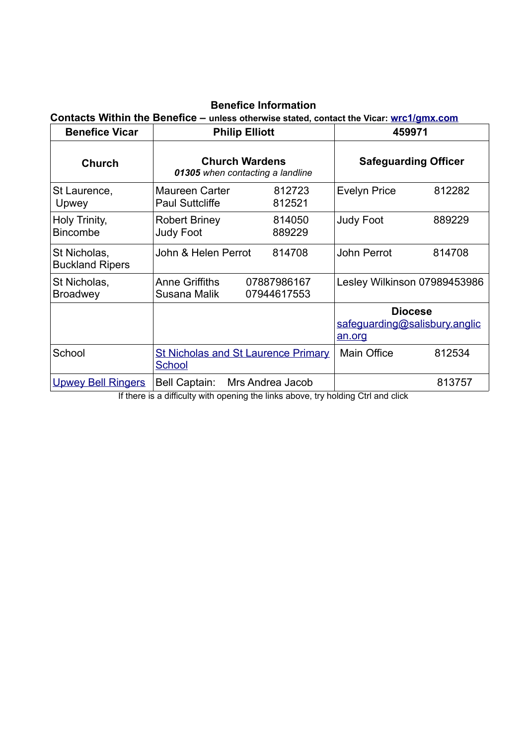## Beneface Information

**Contacts Within the Benefice –** **unless otherwise stated, contact the Vicar: wrc1/gmx.com**

| **Benefice Vicar** | **Philip Elliott** | **459971** |
|---|---|---|
| **Church** | **Church Wardens**<br>***01305*** *when contacting a landline* | **Safeguarding Officer** |
| St Laurence, Upwey | Maureen Carter 812723<br>Paul Suttcliffe 812521 | Evelyn Price 812282 |
| Holy Trinity, Bincombe | Robert Briney 814050<br>Judy Foot 889229 | Judy Foot 889229 |
| St Nicholas, Buckland Ripers | John & Helen Perrot 814708 | John Perrot 814708 |
| St Nicholas, Broadwey | Anne Griffiths 07887986167<br>Susana Malik 07944617553 | Lesley Wilkinson 07989453986 |
| | | **Diocese**<br>safeguarding@salisbury.anglican.org |
| School | St Nicholas and St Laurence Primary School | Main Office 812534 |
| Upwey Bell Ringers | Bell Captain: Mrs Andrea Jacob | 813757 |

If there is a difficulty with opening the links above, try holding Ctrl and click